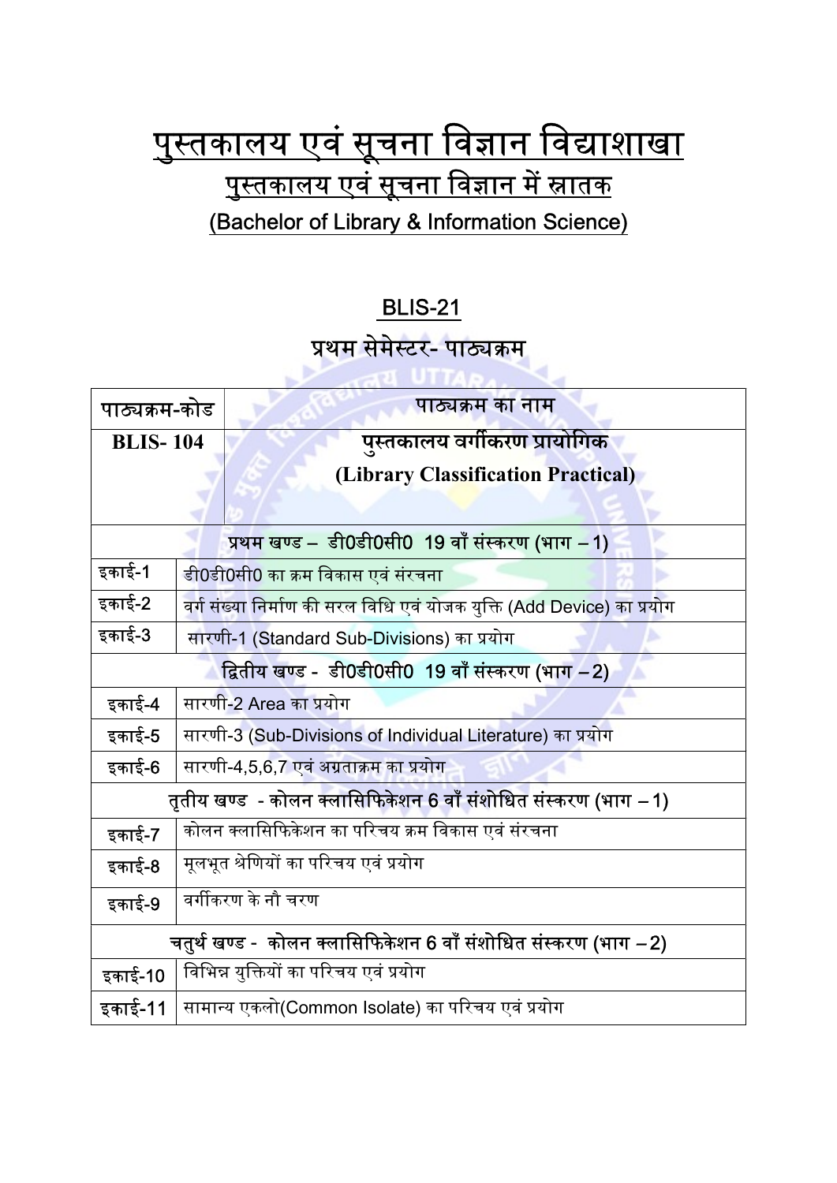# पुस्तकालय एवं सूचना विज्ञान विद्याशाखा

## पुस्तकालय एवं सूचना विज्ञान में स्नातक

## (Bachelor of Library & Information Science)

## BLIS-21

## प्रथम सेमेस्टर- पाठ्यक्रम

| पाठ्यक्रम-कोड | पाठ्यक्रम का नाम |
|---|---|
| **BLIS- 104** | **पुस्तकालय वर्गीकरण प्रायोगिक (Library Classification Practical)** |
| **प्रथम खण्ड – डी0डी0सी0 19 वाँ संस्करण (भाग – 1)** | |
| इकाई-1 | डी0डी0सी0 का क्रम विकास एवं संरचना |
| इकाई-2 | वर्ग संख्या निर्माण की सरल विधि एवं योजक युक्ति (Add Device) का प्रयोग |
| इकाई-3 | सारणी-1 (Standard Sub-Divisions) का प्रयोग |
| **द्वितीय खण्ड - डी0डी0सी0 19 वाँ संस्करण (भाग – 2)** | |
| इकाई-4 | सारणी-2 Area का प्रयोग |
| इकाई-5 | सारणी-3 (Sub-Divisions of Individual Literature) का प्रयोग |
| इकाई-6 | सारणी-4,5,6,7 एवं अग्रताक्रम का प्रयोग |
| **तृतीय खण्ड - कोलन क्लासिफिकेशन 6 वाँ संशोधित संस्करण (भाग – 1)** | |
| इकाई-7 | कोलन क्लासिफिकेशन का परिचय क्रम विकास एवं संरचना |
| इकाई-8 | मूलभूत श्रेणियों का परिचय एवं प्रयोग |
| इकाई-9 | वर्गीकरण के नौ चरण |
| **चतुर्थ खण्ड - कोलन क्लासिफिकेशन 6 वाँ संशोधित संस्करण (भाग – 2)** | |
| इकाई-10 | विभिन्न युक्तियों का परिचय एवं प्रयोग |
| इकाई-11 | सामान्य एकलो(Common Isolate) का परिचय एवं प्रयोग |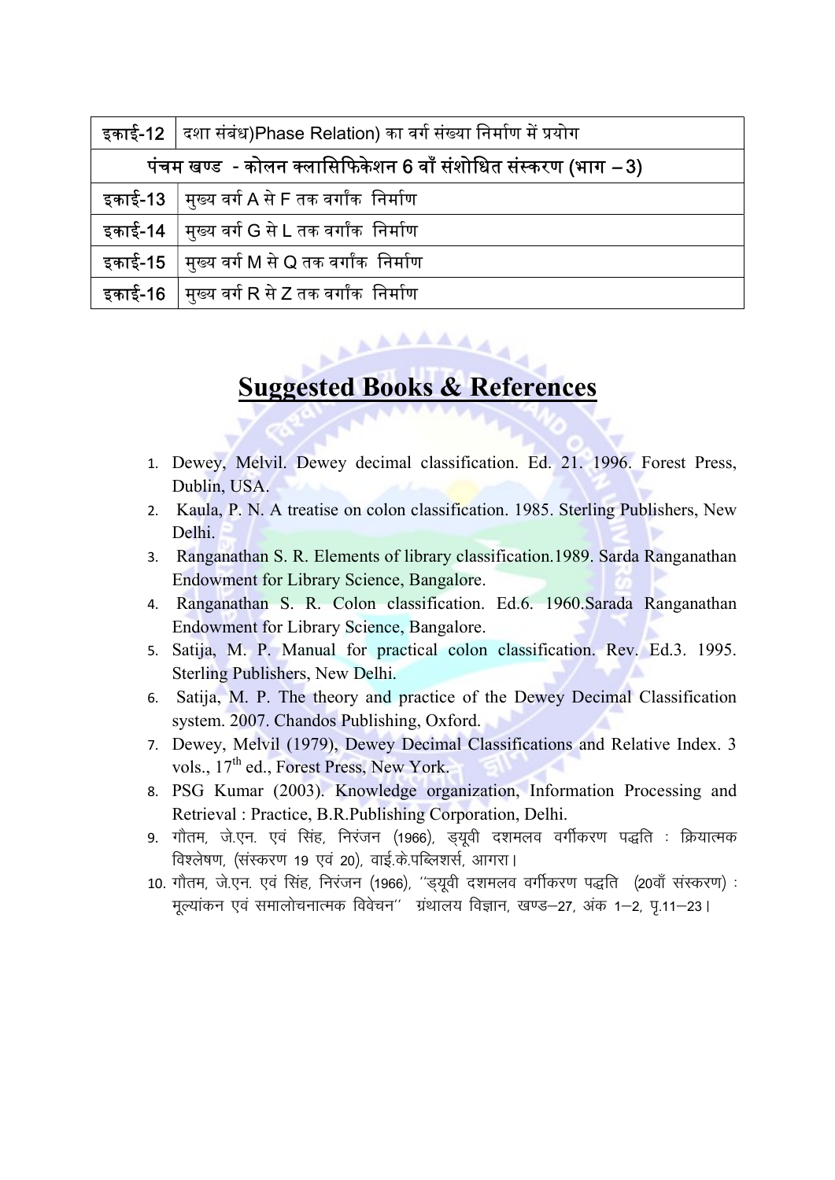| | |
|---|---|
| इकाई-12 | दशा संबंध)Phase Relation) का वर्ग संख्या निर्माण में प्रयोग |
| पंचम खण्ड - कोलन क्लासिफिकेशन 6 वाँ संशोधित संस्करण (भाग – 3) | |
| इकाई-13 | मुख्य वर्ग A से F तक वर्गांक निर्माण |
| इकाई-14 | मुख्य वर्ग G से L तक वर्गांक निर्माण |
| इकाई-15 | मुख्य वर्ग M से Q तक वर्गांक निर्माण |
| इकाई-16 | मुख्य वर्ग R से Z तक वर्गांक निर्माण |

## Suggested Books & References

1. Dewey, Melvil. Dewey decimal classification. Ed. 21. 1996. Forest Press, Dublin, USA.
2. Kaula, P. N. A treatise on colon classification. 1985. Sterling Publishers, New Delhi.
3. Ranganathan S. R. Elements of library classification.1989. Sarda Ranganathan Endowment for Library Science, Bangalore.
4. Ranganathan S. R. Colon classification. Ed.6. 1960.Sarada Ranganathan Endowment for Library Science, Bangalore.
5. Satija, M. P. Manual for practical colon classification. Rev. Ed.3. 1995. Sterling Publishers, New Delhi.
6. Satija, M. P. The theory and practice of the Dewey Decimal Classification system. 2007. Chandos Publishing, Oxford.
7. Dewey, Melvil (1979), Dewey Decimal Classifications and Relative Index. 3 vols., 17th ed., Forest Press, New York.
8. PSG Kumar (2003). Knowledge organization, Information Processing and Retrieval : Practice, B.R.Publishing Corporation, Delhi.
9. गौतम, जे.एन. एवं सिंह, निरंजन (1966), ड्यूवी दशमलव वर्गीकरण पद्धति : क्रियात्मक विश्लेषण, (संस्करण 19 एवं 20), वाई.के.पब्लिशर्स, आगरा।
10. गौतम, जे.एन. एवं सिंह, निरंजन (1966), ''ड्यूवी दशमलव वर्गीकरण पद्धति (20वाँ संस्करण) : मूल्यांकन एवं समालोचनात्मक विवेचन'' ग्रंथालय विज्ञान, खण्ड–27, अंक 1–2, पृ.11–23।